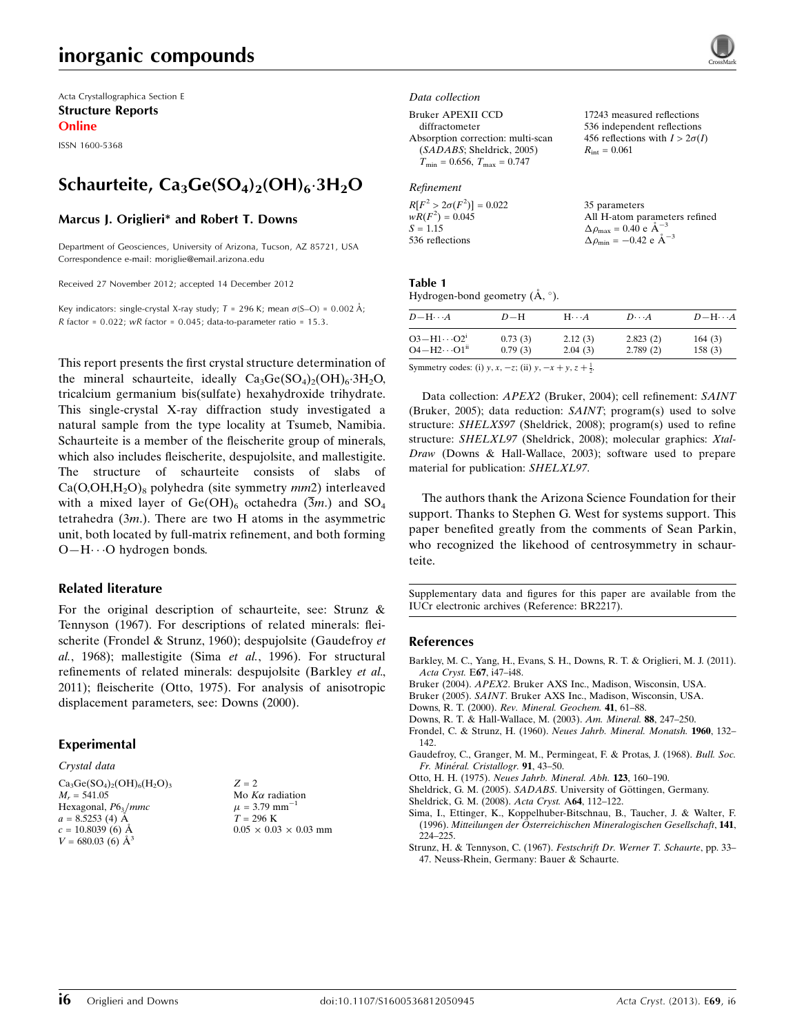Acta Crystallographica Section E
**Structure Reports Online**

ISSN 1600-5368

# Schaurteite, $Ca_3Ge(SO_4)_2(OH)_6{\cdot}3H_2O$

**Marcus J. Origlieri* and Robert T. Downs**

Department of Geosciences, University of Arizona, Tucson, AZ 85721, USA
Correspondence e-mail: moriglie@email.arizona.edu

Received 27 November 2012; accepted 14 December 2012

Key indicators: single-crystal X-ray study; $T$ = 296 K; mean $\sigma$(S–O) = 0.002 Å; $R$ factor = 0.022; $wR$ factor = 0.045; data-to-parameter ratio = 15.3.

This report presents the first crystal structure determination of the mineral schaurteite, ideally $Ca_3Ge(SO_4)_2(OH)_6{\cdot}3H_2O$, tricalcium germanium bis(sulfate) hexahydroxide trihydrate. This single-crystal X-ray diffraction study investigated a natural sample from the type locality at Tsumeb, Namibia. Schaurteite is a member of the fleischerite group of minerals, which also includes fleischerite, despujolsite, and mallestigite. The structure of schaurteite consists of slabs of $Ca(O,OH,H_2O)_8$ polyhedra (site symmetry $mm2$) interleaved with a mixed layer of $Ge(OH)_6$ octahedra ($\overline{3}m.$) and $SO_4$ tetrahedra ($3m.$). There are two H atoms in the asymmetric unit, both located by full-matrix refinement, and both forming O—H···O hydrogen bonds.

## Related literature

For the original description of schaurteite, see: Strunz & Tennyson (1967). For descriptions of related minerals: fleischerite (Frondel & Strunz, 1960); despujolsite (Gaudefroy *et al.*, 1968); mallestigite (Sima *et al.*, 1996). For structural refinements of related minerals: despujolsite (Barkley *et al.*, 2011); fleischerite (Otto, 1975). For analysis of anisotropic displacement parameters, see: Downs (2000).

## Experimental

*Crystal data*

$Ca_3Ge(SO_4)_2(OH)_6(H_2O)_3$
$M_r$ = 541.05
Hexagonal, $P6_3/mmc$
$a$ = 8.5253 (4) Å
$c$ = 10.8039 (6) Å
$V$ = 680.03 (6) Å$^3$
$Z$ = 2
Mo $K\alpha$ radiation
$\mu$ = 3.79 mm$^{-1}$
$T$ = 296 K
0.05 × 0.03 × 0.03 mm

*Data collection*

Bruker APEXII CCD diffractometer
Absorption correction: multi-scan (*SADABS*; Sheldrick, 2005)
$T_{min}$ = 0.656, $T_{max}$ = 0.747
17243 measured reflections
536 independent reflections
456 reflections with $I > 2\sigma(I)$
$R_{int}$ = 0.061

*Refinement*

$R[F^2 > 2\sigma(F^2)]$ = 0.022
$wR(F^2)$ = 0.045
$S$ = 1.15
536 reflections
35 parameters
All H-atom parameters refined
$\Delta\rho_{max}$ = 0.40 e Å$^{-3}$
$\Delta\rho_{min}$ = −0.42 e Å$^{-3}$

**Table 1**
Hydrogen-bond geometry (Å, °).

| $D$—H···$A$ | $D$—H | H···$A$ | $D$···$A$ | $D$—H···$A$ |
|---|---|---|---|---|
| O3—H1···O2$^{i}$ | 0.73 (3) | 2.12 (3) | 2.823 (2) | 164 (3) |
| O4—H2···O1$^{ii}$ | 0.79 (3) | 2.04 (3) | 2.789 (2) | 158 (3) |

Symmetry codes: (i) $y, x, -z$; (ii) $y, -x+y, z+\frac{1}{2}$.

Data collection: *APEX2* (Bruker, 2004); cell refinement: *SAINT* (Bruker, 2005); data reduction: *SAINT*; program(s) used to solve structure: *SHELXS97* (Sheldrick, 2008); program(s) used to refine structure: *SHELXL97* (Sheldrick, 2008); molecular graphics: *XtalDraw* (Downs & Hall-Wallace, 2003); software used to prepare material for publication: *SHELXL97*.

The authors thank the Arizona Science Foundation for their support. Thanks to Stephen G. West for systems support. This paper benefited greatly from the comments of Sean Parkin, who recognized the likehood of centrosymmetry in schaurteite.

Supplementary data and figures for this paper are available from the IUCr electronic archives (Reference: BR2217).

## References

Barkley, M. C., Yang, H., Evans, S. H., Downs, R. T. & Origlieri, M. J. (2011). *Acta Cryst.* E**67**, i47–i48.
Bruker (2004). *APEX2*. Bruker AXS Inc., Madison, Wisconsin, USA.
Bruker (2005). *SAINT*. Bruker AXS Inc., Madison, Wisconsin, USA.
Downs, R. T. (2000). *Rev. Mineral. Geochem.* **41**, 61–88.
Downs, R. T. & Hall-Wallace, M. (2003). *Am. Mineral.* **88**, 247–250.
Frondel, C. & Strunz, H. (1960). *Neues Jahrb. Mineral. Monatsh.* **1960**, 132–142.
Gaudefroy, C., Granger, M. M., Permingeat, F. & Protas, J. (1968). *Bull. Soc. Fr. Minéral. Cristallogr.* **91**, 43–50.
Otto, H. H. (1975). *Neues Jahrb. Mineral. Abh.* **123**, 160–190.
Sheldrick, G. M. (2005). *SADABS*. University of Göttingen, Germany.
Sheldrick, G. M. (2008). *Acta Cryst.* A**64**, 112–122.
Sima, I., Ettinger, K., Koppelhuber-Bitschnau, B., Taucher, J. & Walter, F. (1996). *Mitteilungen der Österreichischen Mineralogischen Gesellschaft*, **141**, 224–225.
Strunz, H. & Tennyson, C. (1967). *Festschrift Dr. Werner T. Schaurte*, pp. 33–47. Neuss-Rhein, Germany: Bauer & Schaurte.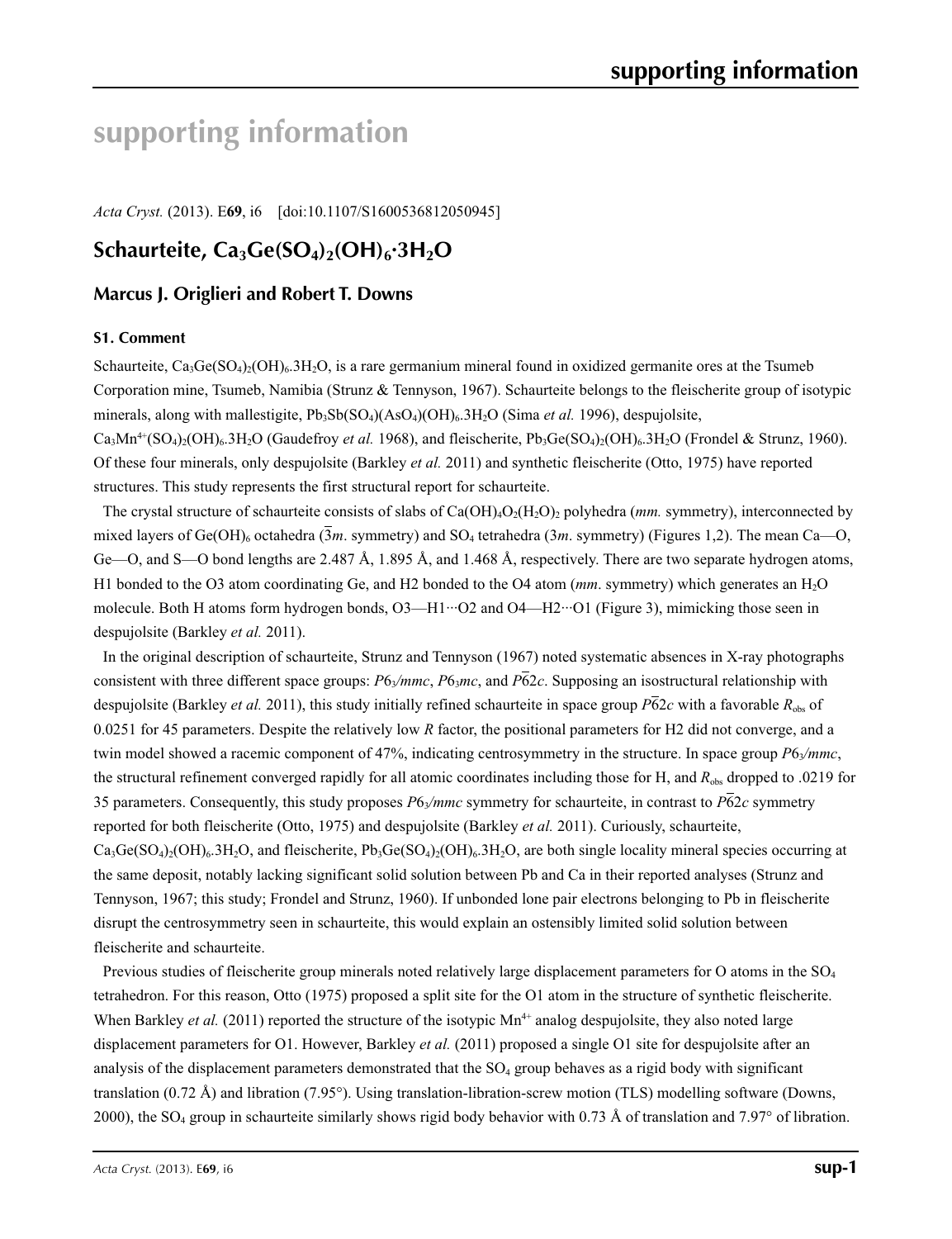# supporting information

*Acta Cryst.* (2013). E**69**, i6 [doi:10.1107/S1600536812050945]

## Schaurteite, $Ca_3Ge(SO_4)_2(OH)_6·3H_2O$

### Marcus J. Origlieri and Robert T. Downs

#### S1. Comment

Schaurteite, $Ca_3Ge(SO_4)_2(OH)_6.3H_2O$, is a rare germanium mineral found in oxidized germanite ores at the Tsumeb Corporation mine, Tsumeb, Namibia (Strunz & Tennyson, 1967). Schaurteite belongs to the fleischerite group of isotypic minerals, along with mallestigite, $Pb_3Sb(SO_4)(AsO_4)(OH)_6.3H_2O$ (Sima *et al.* 1996), despujolsite, $Ca_3Mn^{4+}(SO_4)_2(OH)_6.3H_2O$ (Gaudefroy *et al.* 1968), and fleischerite, $Pb_3Ge(SO_4)_2(OH)_6.3H_2O$ (Frondel & Strunz, 1960). Of these four minerals, only despujolsite (Barkley *et al.* 2011) and synthetic fleischerite (Otto, 1975) have reported structures. This study represents the first structural report for schaurteite.

The crystal structure of schaurteite consists of slabs of $Ca(OH)_4O_2(H_2O)_2$ polyhedra (*mm.* symmetry), interconnected by mixed layers of $Ge(OH)_6$ octahedra ($\overline{3}m.$ symmetry) and $SO_4$ tetrahedra ($3m.$ symmetry) (Figures 1,2). The mean Ca—O, Ge—O, and S—O bond lengths are 2.487 Å, 1.895 Å, and 1.468 Å, respectively. There are two separate hydrogen atoms, H1 bonded to the O3 atom coordinating Ge, and H2 bonded to the O4 atom (*mm.* symmetry) which generates an $H_2O$ molecule. Both H atoms form hydrogen bonds, O3—H1···O2 and O4—H2···O1 (Figure 3), mimicking those seen in despujolsite (Barkley *et al.* 2011).

In the original description of schaurteite, Strunz and Tennyson (1967) noted systematic absences in X-ray photographs consistent with three different space groups: $P6_3/mmc$, $P6_3mc$, and $P\overline{6}2c$. Supposing an isostructural relationship with despujolsite (Barkley *et al.* 2011), this study initially refined schaurteite in space group $P\overline{6}2c$ with a favorable $R_{obs}$ of 0.0251 for 45 parameters. Despite the relatively low *R* factor, the positional parameters for H2 did not converge, and a twin model showed a racemic component of 47%, indicating centrosymmetry in the structure. In space group $P6_3/mmc$, the structural refinement converged rapidly for all atomic coordinates including those for H, and $R_{obs}$ dropped to .0219 for 35 parameters. Consequently, this study proposes $P6_3/mmc$ symmetry for schaurteite, in contrast to $P\overline{6}2c$ symmetry reported for both fleischerite (Otto, 1975) and despujolsite (Barkley *et al.* 2011). Curiously, schaurteite, $Ca_3Ge(SO_4)_2(OH)_6.3H_2O$, and fleischerite, $Pb_3Ge(SO_4)_2(OH)_6.3H_2O$, are both single locality mineral species occurring at the same deposit, notably lacking significant solid solution between Pb and Ca in their reported analyses (Strunz and Tennyson, 1967; this study; Frondel and Strunz, 1960). If unbonded lone pair electrons belonging to Pb in fleischerite disrupt the centrosymmetry seen in schaurteite, this would explain an ostensibly limited solid solution between fleischerite and schaurteite.

Previous studies of fleischerite group minerals noted relatively large displacement parameters for O atoms in the $SO_4$ tetrahedron. For this reason, Otto (1975) proposed a split site for the O1 atom in the structure of synthetic fleischerite. When Barkley *et al.* (2011) reported the structure of the isotypic $Mn^{4+}$ analog despujolsite, they also noted large displacement parameters for O1. However, Barkley *et al.* (2011) proposed a single O1 site for despujolsite after an analysis of the displacement parameters demonstrated that the $SO_4$ group behaves as a rigid body with significant translation (0.72 Å) and libration (7.95°). Using translation-libration-screw motion (TLS) modelling software (Downs, 2000), the $SO_4$ group in schaurteite similarly shows rigid body behavior with 0.73 Å of translation and 7.97° of libration.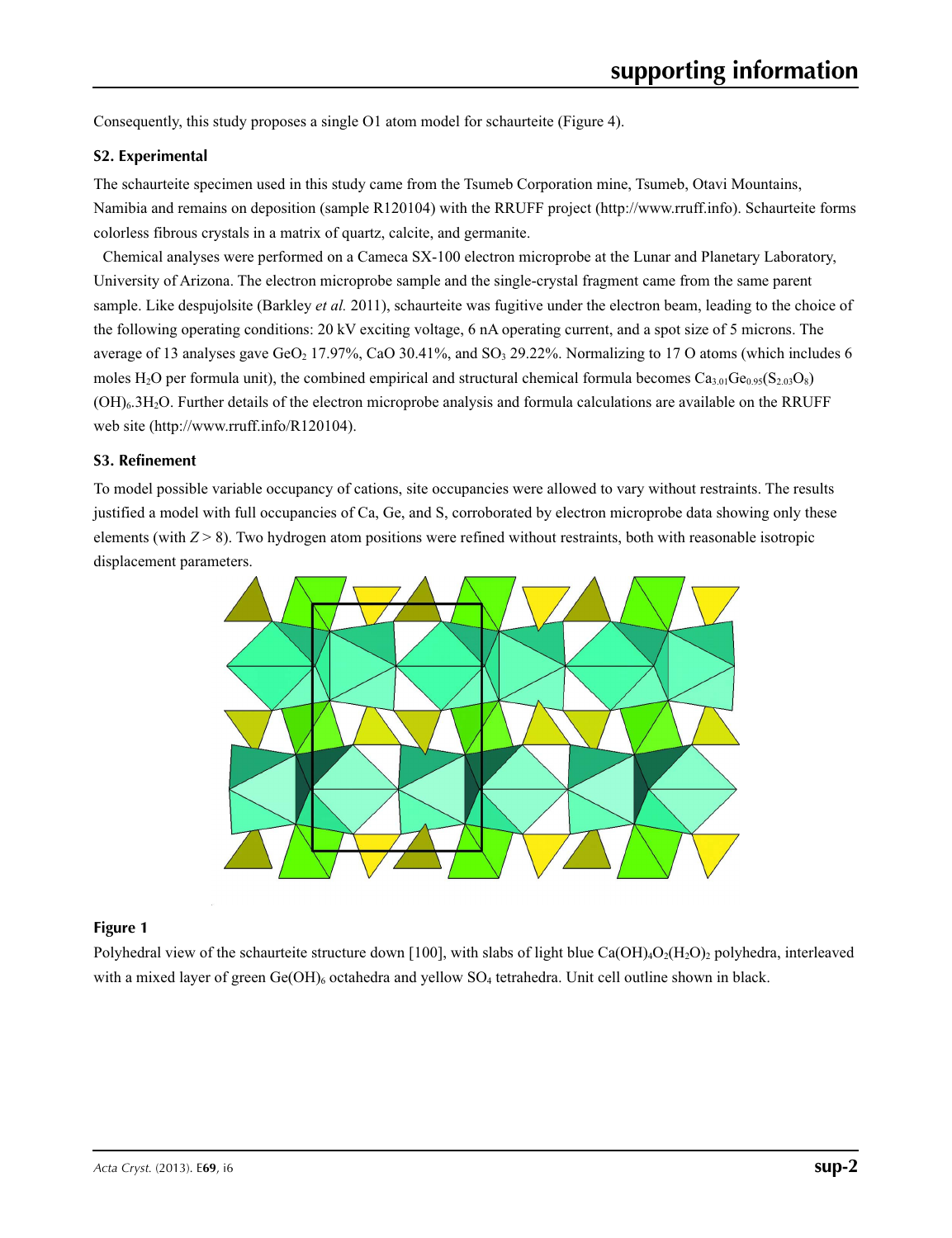Consequently, this study proposes a single O1 atom model for schaurteite (Figure 4).

### S2. Experimental

The schaurteite specimen used in this study came from the Tsumeb Corporation mine, Tsumeb, Otavi Mountains, Namibia and remains on deposition (sample R120104) with the RRUFF project (http://www.rruff.info). Schaurteite forms colorless fibrous crystals in a matrix of quartz, calcite, and germanite.

Chemical analyses were performed on a Cameca SX-100 electron microprobe at the Lunar and Planetary Laboratory, University of Arizona. The electron microprobe sample and the single-crystal fragment came from the same parent sample. Like despujolsite (Barkley *et al.* 2011), schaurteite was fugitive under the electron beam, leading to the choice of the following operating conditions: 20 kV exciting voltage, 6 nA operating current, and a spot size of 5 microns. The average of 13 analyses gave $GeO_2$ 17.97%, CaO 30.41%, and $SO_3$ 29.22%. Normalizing to 17 O atoms (which includes 6 moles $H_2O$ per formula unit), the combined empirical and structural chemical formula becomes $Ca_{3.01}Ge_{0.95}(S_{2.03}O_8)(OH)_6.3H_2O$. Further details of the electron microprobe analysis and formula calculations are available on the RRUFF web site (http://www.rruff.info/R120104).

### S3. Refinement

To model possible variable occupancy of cations, site occupancies were allowed to vary without restraints. The results justified a model with full occupancies of Ca, Ge, and S, corroborated by electron microprobe data showing only these elements (with $Z > 8$). Two hydrogen atom positions were refined without restraints, both with reasonable isotropic displacement parameters.

### Figure 1

Polyhedral view of the schaurteite structure down [100], with slabs of light blue $Ca(OH)_4O_2(H_2O)_2$ polyhedra, interleaved with a mixed layer of green $Ge(OH)_6$ octahedra and yellow $SO_4$ tetrahedra. Unit cell outline shown in black.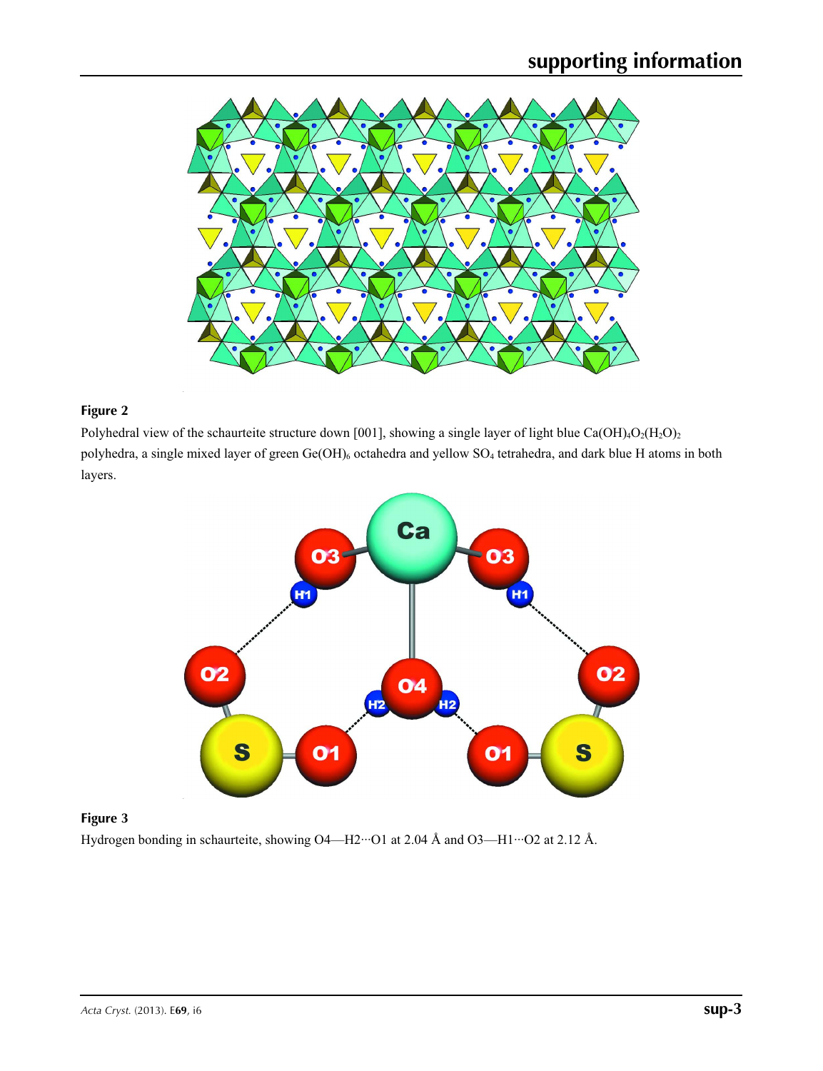**Figure 2**

Polyhedral view of the schaurteite structure down [001], showing a single layer of light blue $Ca(OH)_4O_2(H_2O)_2$ polyhedra, a single mixed layer of green $Ge(OH)_6$ octahedra and yellow $SO_4$ tetrahedra, and dark blue H atoms in both layers.

**Figure 3**

Hydrogen bonding in schaurteite, showing O4—H2···O1 at 2.04 Å and O3—H1···O2 at 2.12 Å.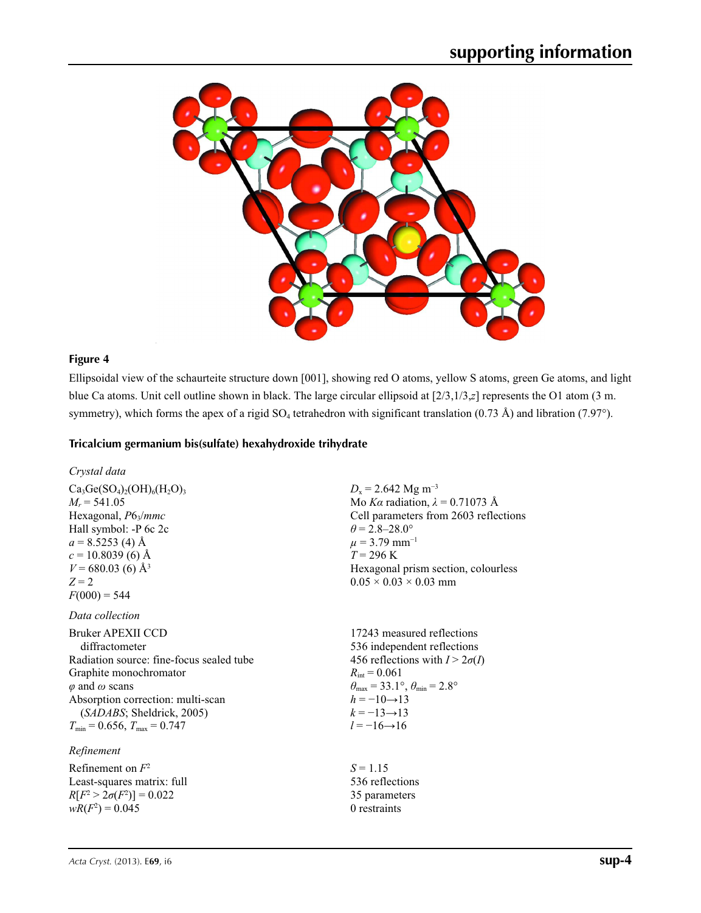**Figure 4**

Ellipsoidal view of the schaurteite structure down [001], showing red O atoms, yellow S atoms, green Ge atoms, and light blue Ca atoms. Unit cell outline shown in black. The large circular ellipsoid at [2/3,1/3,$z$] represents the O1 atom (3 m. symmetry), which forms the apex of a rigid $SO_4$ tetrahedron with significant translation (0.73 Å) and libration (7.97°).

## Tricalcium germanium bis(sulfate) hexahydroxide trihydrate

### *Crystal data*

$Ca_3Ge(SO_4)_2(OH)_6(H_2O)_3$
$M_r$ = 541.05
Hexagonal, $P6_3/mmc$
Hall symbol: -P 6c 2c
$a$ = 8.5253 (4) Å
$c$ = 10.8039 (6) Å
$V$ = 680.03 (6) Å$^3$
$Z$ = 2
$F$(000) = 544
$D_x$ = 2.642 Mg m$^{-3}$
Mo $K\alpha$ radiation, $\lambda$ = 0.71073 Å
Cell parameters from 2603 reflections
$\theta$ = 2.8–28.0°
$\mu$ = 3.79 mm$^{-1}$
$T$ = 296 K
Hexagonal prism section, colourless
0.05 × 0.03 × 0.03 mm

### *Data collection*

Bruker APEXII CCD diffractometer
Radiation source: fine-focus sealed tube
Graphite monochromator
$\varphi$ and $\omega$ scans
Absorption correction: multi-scan (*SADABS*; Sheldrick, 2005)
$T_{min}$ = 0.656, $T_{max}$ = 0.747
17243 measured reflections
536 independent reflections
456 reflections with $I > 2\sigma(I)$
$R_{int}$ = 0.061
$\theta_{max}$ = 33.1°, $\theta_{min}$ = 2.8°
$h$ = −10→13
$k$ = −13→13
$l$ = −16→16

### *Refinement*

Refinement on $F^2$
Least-squares matrix: full
$R[F^2 > 2\sigma(F^2)]$ = 0.022
$wR(F^2)$ = 0.045
$S$ = 1.15
536 reflections
35 parameters
0 restraints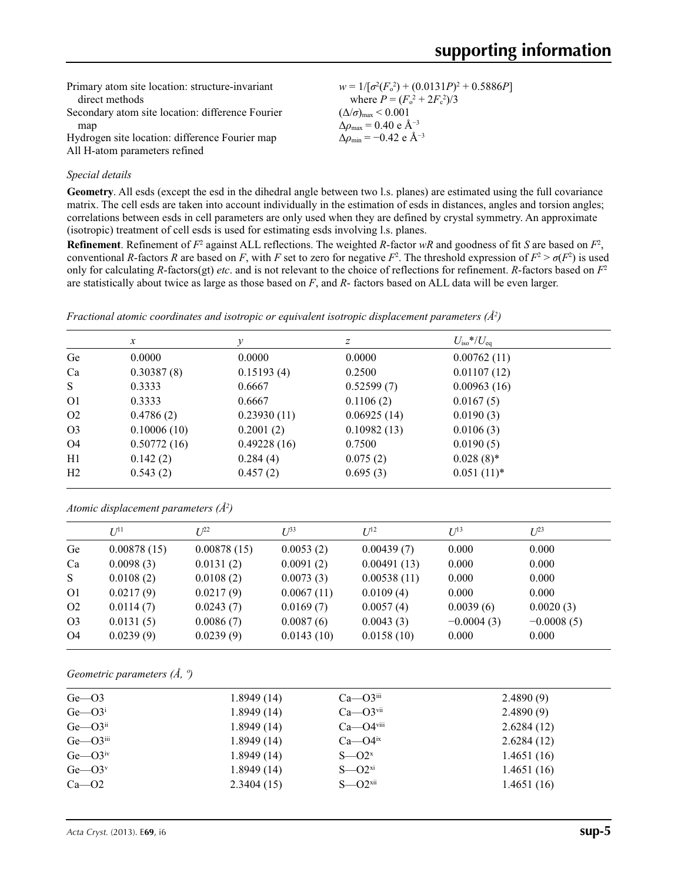Primary atom site location: structure-invariant direct methods
Secondary atom site location: difference Fourier map
Hydrogen site location: difference Fourier map
All H-atom parameters refined

$w = 1/[\sigma^2(F_o^2) + (0.0131P)^2 + 0.5886P]$
where $P = (F_o^2 + 2F_c^2)/3$
$(\Delta/\sigma)_{max} < 0.001$
$\Delta\rho_{max} = 0.40$ e Å$^{-3}$
$\Delta\rho_{min} = -0.42$ e Å$^{-3}$

*Special details*

**Geometry**. All esds (except the esd in the dihedral angle between two l.s. planes) are estimated using the full covariance matrix. The cell esds are taken into account individually in the estimation of esds in distances, angles and torsion angles; correlations between esds in cell parameters are only used when they are defined by crystal symmetry. An approximate (isotropic) treatment of cell esds is used for estimating esds involving l.s. planes.

**Refinement**. Refinement of $F^2$ against ALL reflections. The weighted $R$-factor $wR$ and goodness of fit $S$ are based on $F^2$, conventional $R$-factors $R$ are based on $F$, with $F$ set to zero for negative $F^2$. The threshold expression of $F^2 > \sigma(F^2)$ is used only for calculating $R$-factors(gt) *etc*. and is not relevant to the choice of reflections for refinement. $R$-factors based on $F^2$ are statistically about twice as large as those based on $F$, and $R$- factors based on ALL data will be even larger.

*Fractional atomic coordinates and isotropic or equivalent isotropic displacement parameters (Å$^2$)*

| | $x$ | $y$ | $z$ | $U_{iso}$\*/$U_{eq}$ |
|---|---|---|---|---|
| Ge | 0.0000 | 0.0000 | 0.0000 | 0.00762 (11) |
| Ca | 0.30387 (8) | 0.15193 (4) | 0.2500 | 0.01107 (12) |
| S | 0.3333 | 0.6667 | 0.52599 (7) | 0.00963 (16) |
| O1 | 0.3333 | 0.6667 | 0.1106 (2) | 0.0167 (5) |
| O2 | 0.4786 (2) | 0.23930 (11) | 0.06925 (14) | 0.0190 (3) |
| O3 | 0.10006 (10) | 0.2001 (2) | 0.10982 (13) | 0.0106 (3) |
| O4 | 0.50772 (16) | 0.49228 (16) | 0.7500 | 0.0190 (5) |
| H1 | 0.142 (2) | 0.284 (4) | 0.075 (2) | 0.028 (8)\* |
| H2 | 0.543 (2) | 0.457 (2) | 0.695 (3) | 0.051 (11)\* |

*Atomic displacement parameters (Å$^2$)*

| | $U^{11}$ | $U^{22}$ | $U^{33}$ | $U^{12}$ | $U^{13}$ | $U^{23}$ |
|---|---|---|---|---|---|---|
| Ge | 0.00878 (15) | 0.00878 (15) | 0.0053 (2) | 0.00439 (7) | 0.000 | 0.000 |
| Ca | 0.0098 (3) | 0.0131 (2) | 0.0091 (2) | 0.00491 (13) | 0.000 | 0.000 |
| S | 0.0108 (2) | 0.0108 (2) | 0.0073 (3) | 0.00538 (11) | 0.000 | 0.000 |
| O1 | 0.0217 (9) | 0.0217 (9) | 0.0067 (11) | 0.0109 (4) | 0.000 | 0.000 |
| O2 | 0.0114 (7) | 0.0243 (7) | 0.0169 (7) | 0.0057 (4) | 0.0039 (6) | 0.0020 (3) |
| O3 | 0.0131 (5) | 0.0086 (7) | 0.0087 (6) | 0.0043 (3) | −0.0004 (3) | −0.0008 (5) |
| O4 | 0.0239 (9) | 0.0239 (9) | 0.0143 (10) | 0.0158 (10) | 0.000 | 0.000 |

*Geometric parameters (Å, º)*

| | | | |
|---|---|---|---|
| Ge—O3 | 1.8949 (14) | Ca—O3$^{iii}$ | 2.4890 (9) |
| Ge—O3$^{i}$ | 1.8949 (14) | Ca—O3$^{vii}$ | 2.4890 (9) |
| Ge—O3$^{ii}$ | 1.8949 (14) | Ca—O4$^{viii}$ | 2.6284 (12) |
| Ge—O3$^{iii}$ | 1.8949 (14) | Ca—O4$^{ix}$ | 2.6284 (12) |
| Ge—O3$^{iv}$ | 1.8949 (14) | S—O2$^{x}$ | 1.4651 (16) |
| Ge—O3$^{v}$ | 1.8949 (14) | S—O2$^{xi}$ | 1.4651 (16) |
| Ca—O2 | 2.3404 (15) | S—O2$^{xii}$ | 1.4651 (16) |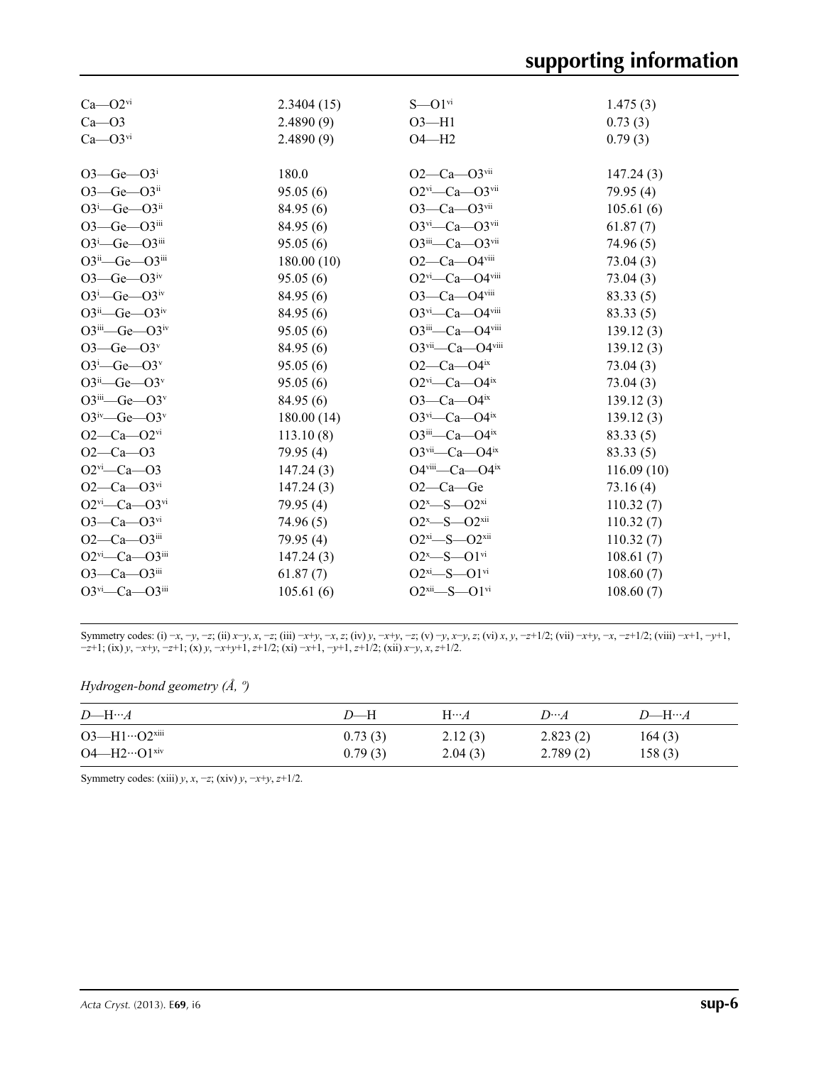| | | | |
|---|---|---|---|
| Ca—O2$^{vi}$ | 2.3404 (15) | S—O1$^{vi}$ | 1.475 (3) |
| Ca—O3 | 2.4890 (9) | O3—H1 | 0.73 (3) |
| Ca—O3$^{vi}$ | 2.4890 (9) | O4—H2 | 0.79 (3) |
| | | | |
| O3—Ge—O3$^{i}$ | 180.0 | O2—Ca—O3$^{vii}$ | 147.24 (3) |
| O3—Ge—O3$^{ii}$ | 95.05 (6) | O2$^{vi}$—Ca—O3$^{vii}$ | 79.95 (4) |
| O3$^{i}$—Ge—O3$^{ii}$ | 84.95 (6) | O3—Ca—O3$^{vii}$ | 105.61 (6) |
| O3—Ge—O3$^{iii}$ | 84.95 (6) | O3$^{vi}$—Ca—O3$^{vii}$ | 61.87 (7) |
| O3$^{i}$—Ge—O3$^{iii}$ | 95.05 (6) | O3$^{iii}$—Ca—O3$^{vii}$ | 74.96 (5) |
| O3$^{ii}$—Ge—O3$^{iii}$ | 180.00 (10) | O2—Ca—O4$^{viii}$ | 73.04 (3) |
| O3—Ge—O3$^{iv}$ | 95.05 (6) | O2$^{vi}$—Ca—O4$^{viii}$ | 73.04 (3) |
| O3$^{i}$—Ge—O3$^{iv}$ | 84.95 (6) | O3—Ca—O4$^{viii}$ | 83.33 (5) |
| O3$^{ii}$—Ge—O3$^{iv}$ | 84.95 (6) | O3$^{vi}$—Ca—O4$^{viii}$ | 83.33 (5) |
| O3$^{iii}$—Ge—O3$^{iv}$ | 95.05 (6) | O3$^{iii}$—Ca—O4$^{viii}$ | 139.12 (3) |
| O3—Ge—O3$^{v}$ | 84.95 (6) | O3$^{vii}$—Ca—O4$^{viii}$ | 139.12 (3) |
| O3$^{i}$—Ge—O3$^{v}$ | 95.05 (6) | O2—Ca—O4$^{ix}$ | 73.04 (3) |
| O3$^{ii}$—Ge—O3$^{v}$ | 95.05 (6) | O2$^{vi}$—Ca—O4$^{ix}$ | 73.04 (3) |
| O3$^{iii}$—Ge—O3$^{v}$ | 84.95 (6) | O3—Ca—O4$^{ix}$ | 139.12 (3) |
| O3$^{iv}$—Ge—O3$^{v}$ | 180.00 (14) | O3$^{vi}$—Ca—O4$^{ix}$ | 139.12 (3) |
| O2—Ca—O2$^{vi}$ | 113.10 (8) | O3$^{iii}$—Ca—O4$^{ix}$ | 83.33 (5) |
| O2—Ca—O3 | 79.95 (4) | O3$^{vii}$—Ca—O4$^{ix}$ | 83.33 (5) |
| O2$^{vi}$—Ca—O3 | 147.24 (3) | O4$^{viii}$—Ca—O4$^{ix}$ | 116.09 (10) |
| O2—Ca—O3$^{vi}$ | 147.24 (3) | O2—Ca—Ge | 73.16 (4) |
| O2$^{vi}$—Ca—O3$^{vi}$ | 79.95 (4) | O2$^{x}$—S—O2$^{xi}$ | 110.32 (7) |
| O3—Ca—O3$^{vi}$ | 74.96 (5) | O2$^{x}$—S—O2$^{xii}$ | 110.32 (7) |
| O2—Ca—O3$^{iii}$ | 79.95 (4) | O2$^{xi}$—S—O2$^{xii}$ | 110.32 (7) |
| O2$^{vi}$—Ca—O3$^{iii}$ | 147.24 (3) | O2$^{x}$—S—O1$^{vi}$ | 108.61 (7) |
| O3—Ca—O3$^{iii}$ | 61.87 (7) | O2$^{xi}$—S—O1$^{vi}$ | 108.60 (7) |
| O3$^{vi}$—Ca—O3$^{iii}$ | 105.61 (6) | O2$^{xii}$—S—O1$^{vi}$ | 108.60 (7) |

Symmetry codes: (i) $-x, -y, -z$; (ii) $x-y, x, -z$; (iii) $-x+y, -x, z$; (iv) $y, -x+y, -z$; (v) $-y, x-y, z$; (vi) $x, y, -z+1/2$; (vii) $-x+y, -x, -z+1/2$; (viii) $-x+1, -y+1, -z+1$; (ix) $y, -x+y, -z+1$; (x) $y, -x+y+1, z+1/2$; (xi) $-x+1, -y+1, z+1/2$; (xii) $x-y, x, z+1/2$.

*Hydrogen-bond geometry (Å, º)*

| *D*—H···*A* | *D*—H | H···*A* | *D*···*A* | *D*—H···*A* |
|---|---|---|---|---|
| O3—H1···O2$^{xiii}$ | 0.73 (3) | 2.12 (3) | 2.823 (2) | 164 (3) |
| O4—H2···O1$^{xiv}$ | 0.79 (3) | 2.04 (3) | 2.789 (2) | 158 (3) |

Symmetry codes: (xiii) $y, x, -z$; (xiv) $y, -x+y, z+1/2$.